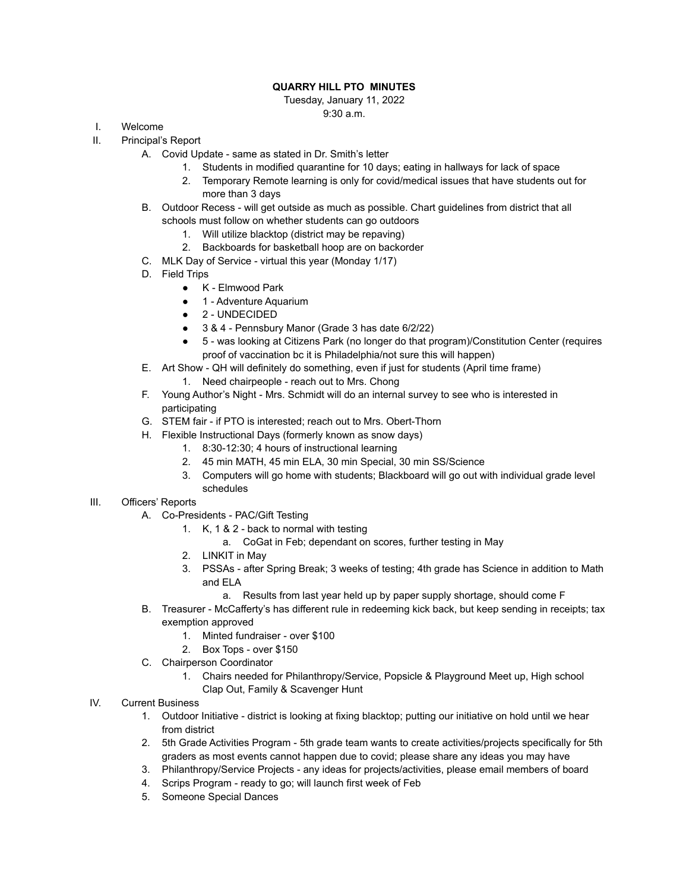**QUARRY HILL PTO MINUTES**

Tuesday, January 11, 2022

9:30 a.m.

I. Welcome

II. Principal's Report

   A. Covid Update - same as stated in Dr. Smith's letter

      1. Students in modified quarantine for 10 days; eating in hallways for lack of space
      2. Temporary Remote learning is only for covid/medical issues that have students out for more than 3 days

   B. Outdoor Recess - will get outside as much as possible. Chart guidelines from district that all schools must follow on whether students can go outdoors

      1. Will utilize blacktop (district may be repaving)
      2. Backboards for basketball hoop are on backorder

   C. MLK Day of Service - virtual this year (Monday 1/17)

   D. Field Trips

      - K - Elmwood Park
      - 1 - Adventure Aquarium
      - 2 - UNDECIDED
      - 3 & 4 - Pennsbury Manor (Grade 3 has date 6/2/22)
      - 5 - was looking at Citizens Park (no longer do that program)/Constitution Center (requires proof of vaccination bc it is Philadelphia/not sure this will happen)

   E. Art Show - QH will definitely do something, even if just for students (April time frame)

      1. Need chairpeople - reach out to Mrs. Chong

   F. Young Author's Night - Mrs. Schmidt will do an internal survey to see who is interested in participating

   G. STEM fair - if PTO is interested; reach out to Mrs. Obert-Thorn

   H. Flexible Instructional Days (formerly known as snow days)

      1. 8:30-12:30; 4 hours of instructional learning
      2. 45 min MATH, 45 min ELA, 30 min Special, 30 min SS/Science
      3. Computers will go home with students; Blackboard will go out with individual grade level schedules

III. Officers' Reports

   A. Co-Presidents - PAC/Gift Testing

      1. K, 1 & 2 - back to normal with testing
         a. CoGat in Feb; dependant on scores, further testing in May
      2. LINKIT in May
      3. PSSAs - after Spring Break; 3 weeks of testing; 4th grade has Science in addition to Math and ELA
         a. Results from last year held up by paper supply shortage, should come F

   B. Treasurer - McCafferty's has different rule in redeeming kick back, but keep sending in receipts; tax exemption approved

      1. Minted fundraiser - over $100
      2. Box Tops - over $150

   C. Chairperson Coordinator

      1. Chairs needed for Philanthropy/Service, Popsicle & Playground Meet up, High school Clap Out, Family & Scavenger Hunt

IV. Current Business

   1. Outdoor Initiative - district is looking at fixing blacktop; putting our initiative on hold until we hear from district
   2. 5th Grade Activities Program - 5th grade team wants to create activities/projects specifically for 5th graders as most events cannot happen due to covid; please share any ideas you may have
   3. Philanthropy/Service Projects - any ideas for projects/activities, please email members of board
   4. Scrips Program - ready to go; will launch first week of Feb
   5. Someone Special Dances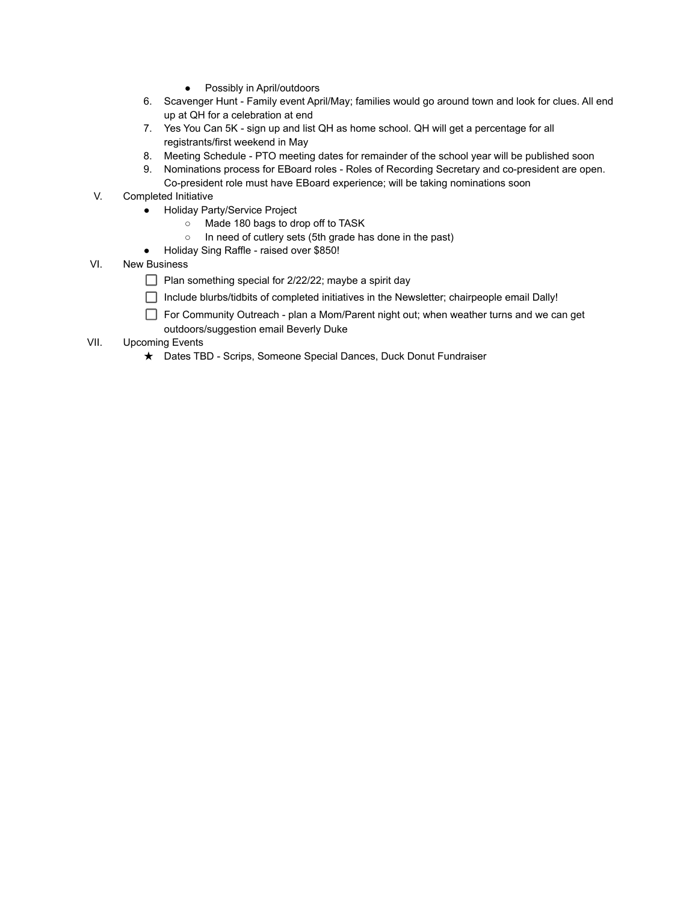- Possibly in April/outdoors
    6. Scavenger Hunt - Family event April/May; families would go around town and look for clues. All end up at QH for a celebration at end
    7. Yes You Can 5K - sign up and list QH as home school. QH will get a percentage for all registrants/first weekend in May
    8. Meeting Schedule - PTO meeting dates for remainder of the school year will be published soon
    9. Nominations process for EBoard roles - Roles of Recording Secretary and co-president are open. Co-president role must have EBoard experience; will be taking nominations soon

V. Completed Initiative

- Holiday Party/Service Project
    - Made 180 bags to drop off to TASK
    - In need of cutlery sets (5th grade has done in the past)
- Holiday Sing Raffle - raised over $850!

VI. New Business

- [ ] Plan something special for 2/22/22; maybe a spirit day
- [ ] Include blurbs/tidbits of completed initiatives in the Newsletter; chairpeople email Dally!
- [ ] For Community Outreach - plan a Mom/Parent night out; when weather turns and we can get outdoors/suggestion email Beverly Duke

VII. Upcoming Events

- ★ Dates TBD - Scrips, Someone Special Dances, Duck Donut Fundraiser